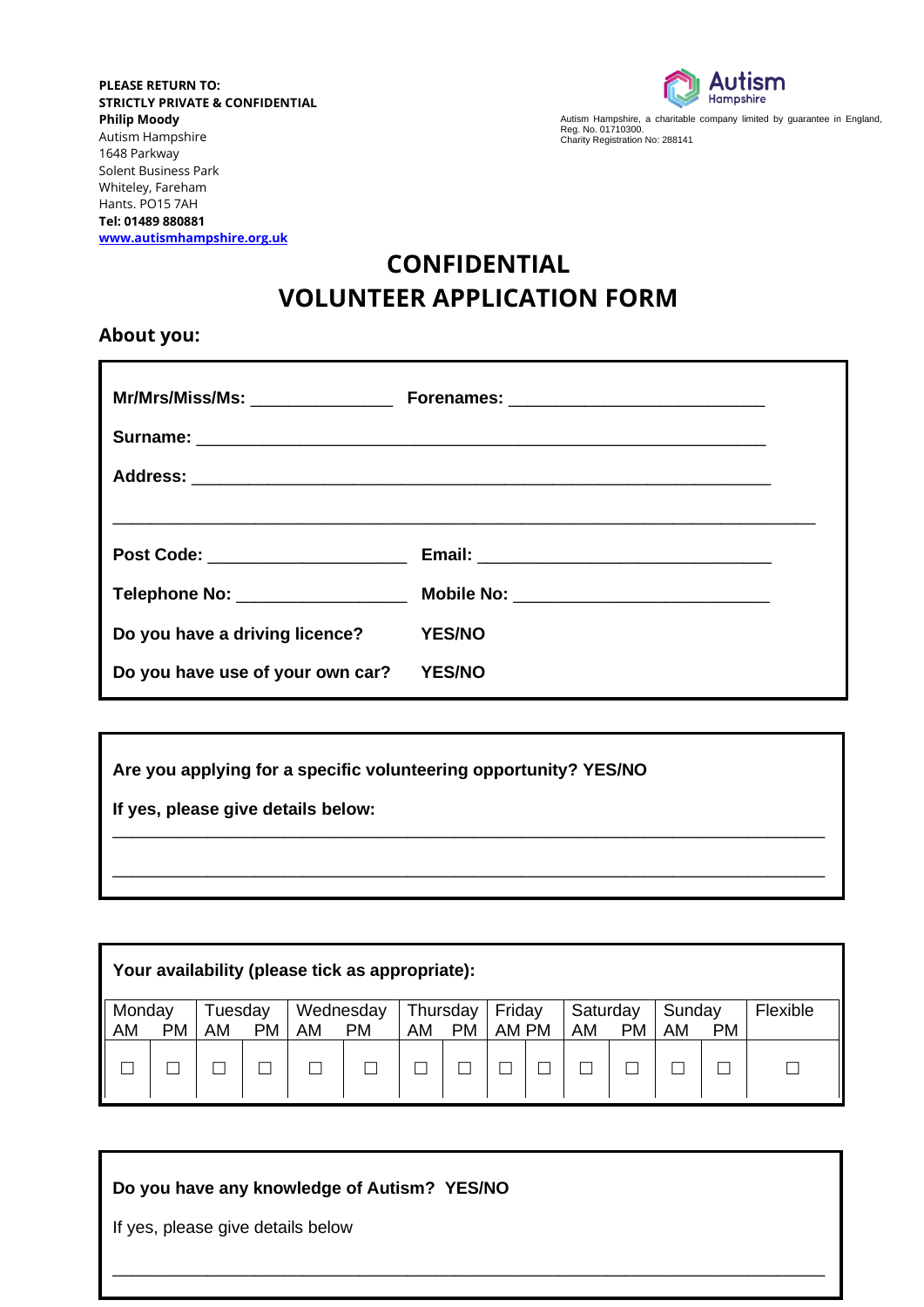**PLEASE RETURN TO:**
**STRICTLY PRIVATE & CONFIDENTIAL**
**Philip Moody**
Autism Hampshire
1648 Parkway
Solent Business Park
Whiteley, Fareham
Hants. PO15 7AH
**Tel: 01489 880881**
**www.autismhampshire.org.uk**

Autism Hampshire

Autism Hampshire, a charitable company limited by guarantee in England, Reg. No. 01710300.
Charity Registration No: 288141

# CONFIDENTIAL
# VOLUNTEER APPLICATION FORM

## About you:

**Mr/Mrs/Miss/Ms:** _______________ **Forenames:** ___________________________

**Surname:** ____________________________________________________________

**Address:** _____________________________________________________________

____________________________________________________________________________

**Post Code:** _____________________ **Email:** _______________________________

**Telephone No:** __________________ **Mobile No:** ___________________________

**Do you have a driving licence?** **YES/NO**

**Do you have use of your own car?** **YES/NO**

**Are you applying for a specific volunteering opportunity? YES/NO**

**If yes, please give details below:**

____________________________________________________________________________

____________________________________________________________________________

**Your availability (please tick as appropriate):**

| Monday AM | Monday PM | Tuesday AM | Tuesday PM | Wednesday AM | Wednesday PM | Thursday AM | Thursday PM | Friday AM | Friday PM | Saturday AM | Saturday PM | Sunday AM | Sunday PM | Flexible |
|---|---|---|---|---|---|---|---|---|---|---|---|---|---|---|
| ☐ | ☐ | ☐ | ☐ | ☐ | ☐ | ☐ | ☐ | ☐ | ☐ | ☐ | ☐ | ☐ | ☐ | ☐ |

**Do you have any knowledge of Autism? YES/NO**

If yes, please give details below

____________________________________________________________________________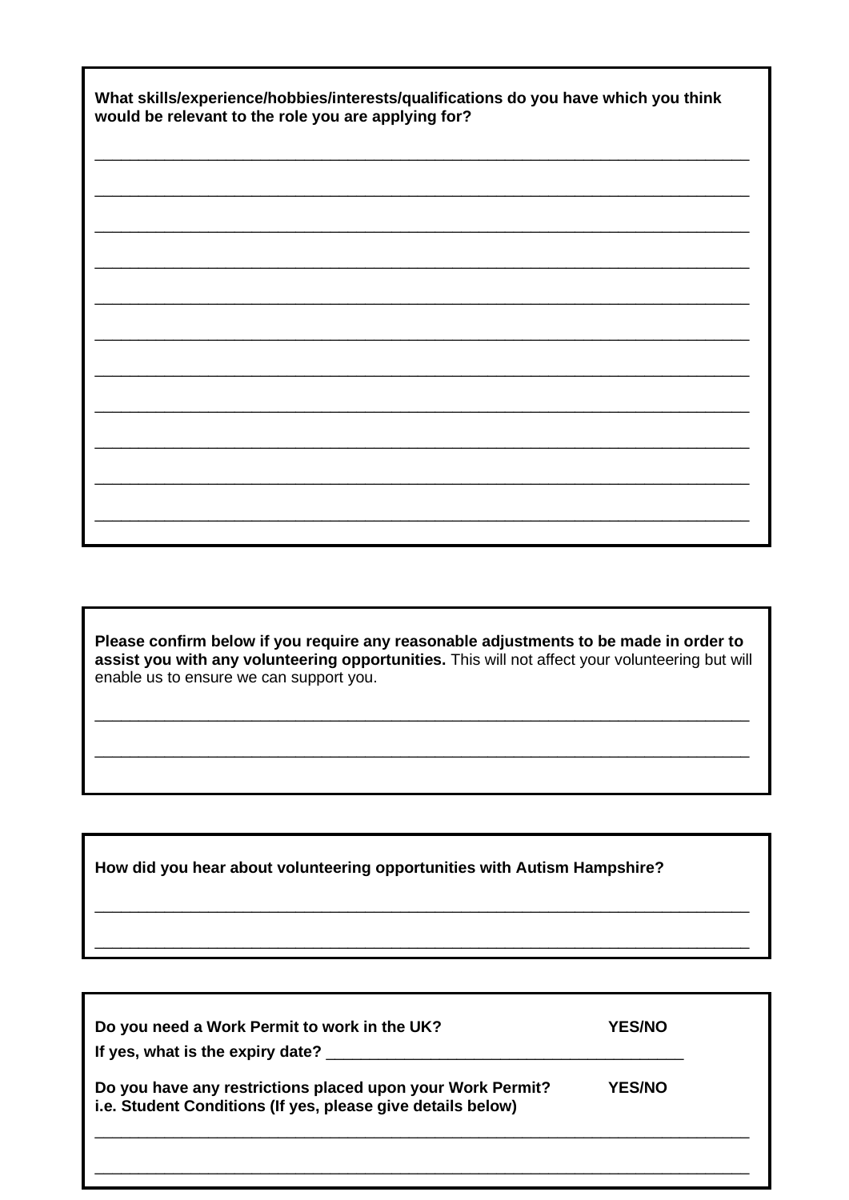**What skills/experience/hobbies/interests/qualifications do you have which you think would be relevant to the role you are applying for?**

_____________________________________________________________________________

_____________________________________________________________________________

_____________________________________________________________________________

_____________________________________________________________________________

_____________________________________________________________________________

_____________________________________________________________________________

_____________________________________________________________________________

_____________________________________________________________________________

_____________________________________________________________________________

_____________________________________________________________________________

_____________________________________________________________________________

**Please confirm below if you require any reasonable adjustments to be made in order to assist you with any volunteering opportunities.** This will not affect your volunteering but will enable us to ensure we can support you.

_____________________________________________________________________________

_____________________________________________________________________________

**How did you hear about volunteering opportunities with Autism Hampshire?**

_____________________________________________________________________________

_____________________________________________________________________________

**Do you need a Work Permit to work in the UK?** **YES/NO**

**If yes, what is the expiry date?** _________________________________________

**Do you have any restrictions placed upon your Work Permit?** **YES/NO**
**i.e. Student Conditions (If yes, please give details below)**

_____________________________________________________________________________

_____________________________________________________________________________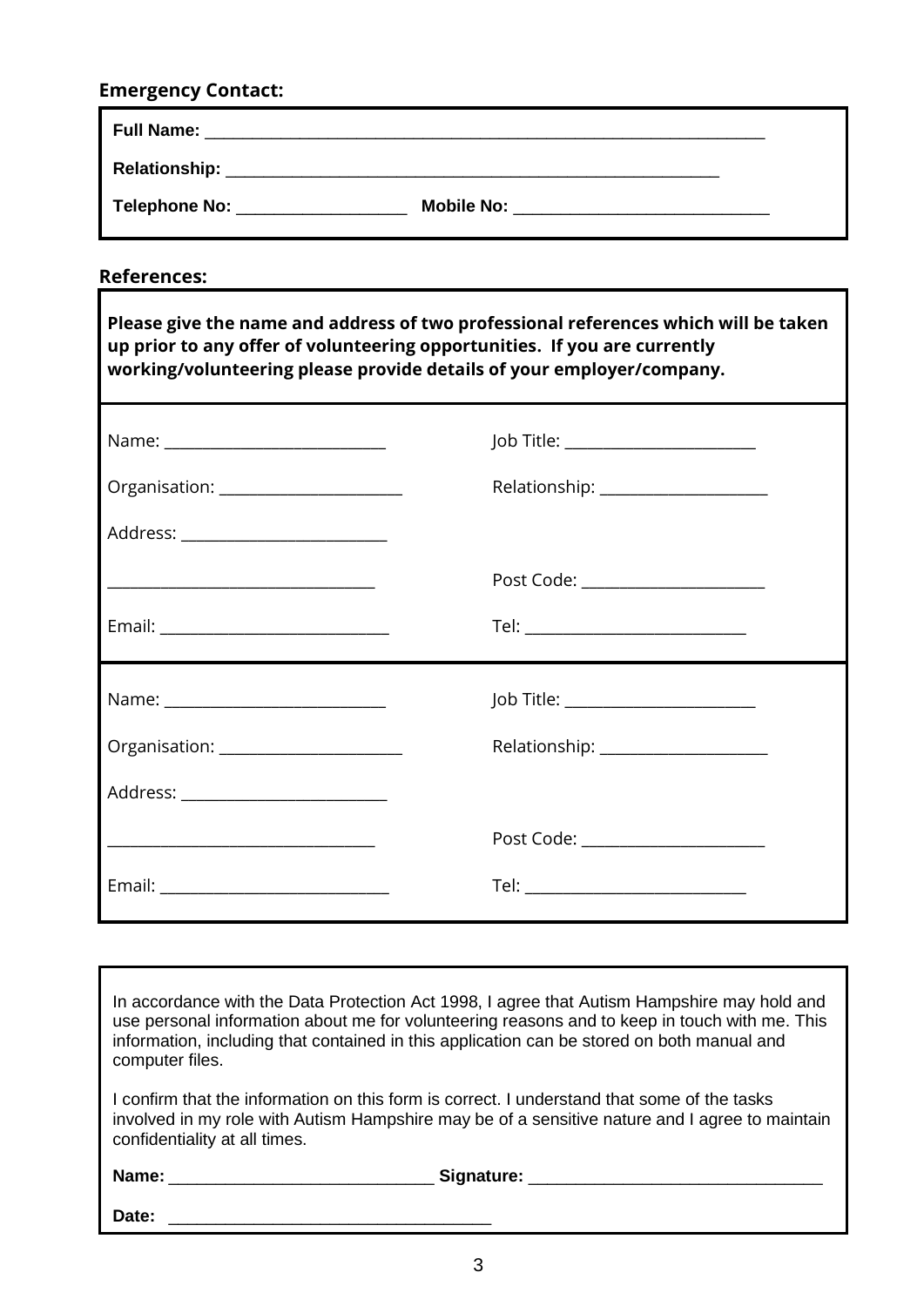**Emergency Contact:**

**Full Name:** ______________________________________________________________

**Relationship:** ______________________________________________________

**Telephone No:** ___________________ **Mobile No:** _____________________________

**References:**

**Please give the name and address of two professional references which will be taken up prior to any offer of volunteering opportunities. If you are currently working/volunteering please provide details of your employer/company.**

Name: ___________________________ Job Title: ________________________

Organisation: ______________________ Relationship: _____________________

Address: _________________________

_________________________________ Post Code: _______________________

Email: ____________________________ Tel: ____________________________

Name: ___________________________ Job Title: ________________________

Organisation: ______________________ Relationship: _____________________

Address: _________________________

_________________________________ Post Code: _______________________

Email: ____________________________ Tel: ____________________________

In accordance with the Data Protection Act 1998, I agree that Autism Hampshire may hold and use personal information about me for volunteering reasons and to keep in touch with me. This information, including that contained in this application can be stored on both manual and computer files.

I confirm that the information on this form is correct. I understand that some of the tasks involved in my role with Autism Hampshire may be of a sensitive nature and I agree to maintain confidentiality at all times.

**Name:** _____________________________ **Signature:** ________________________________

**Date:** ___________________________________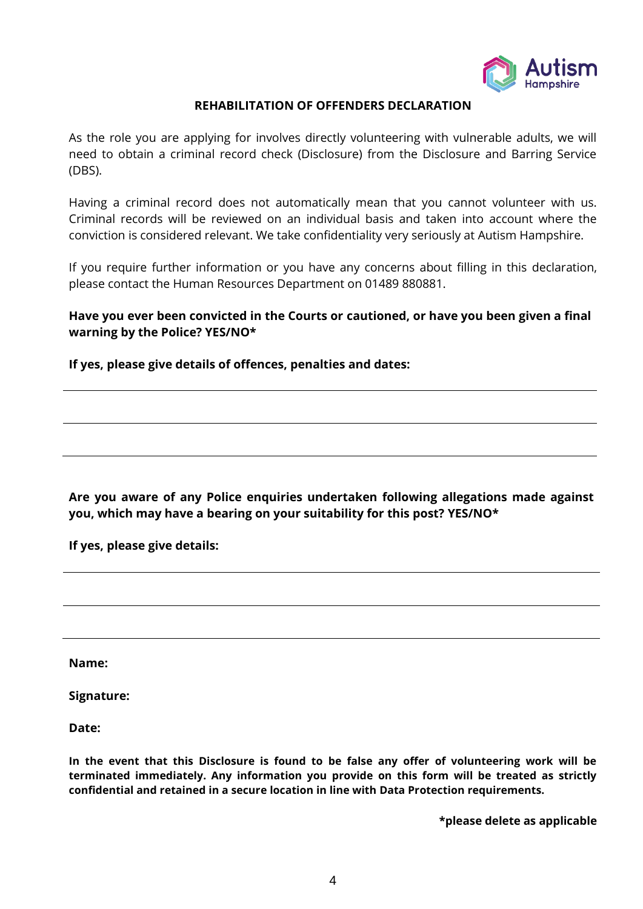## REHABILITATION OF OFFENDERS DECLARATION

As the role you are applying for involves directly volunteering with vulnerable adults, we will need to obtain a criminal record check (Disclosure) from the Disclosure and Barring Service (DBS).

Having a criminal record does not automatically mean that you cannot volunteer with us. Criminal records will be reviewed on an individual basis and taken into account where the conviction is considered relevant. We take confidentiality very seriously at Autism Hampshire.

If you require further information or you have any concerns about filling in this declaration, please contact the Human Resources Department on 01489 880881.

**Have you ever been convicted in the Courts or cautioned, or have you been given a final warning by the Police? YES/NO***

**If yes, please give details of offences, penalties and dates:**

---

---

---

**Are you aware of any Police enquiries undertaken following allegations made against you, which may have a bearing on your suitability for this post? YES/NO***

**If yes, please give details:**

---

---

---

**Name:**

**Signature:**

**Date:**

**In the event that this Disclosure is found to be false any offer of volunteering work will be terminated immediately. Any information you provide on this form will be treated as strictly confidential and retained in a secure location in line with Data Protection requirements.**

***please delete as applicable**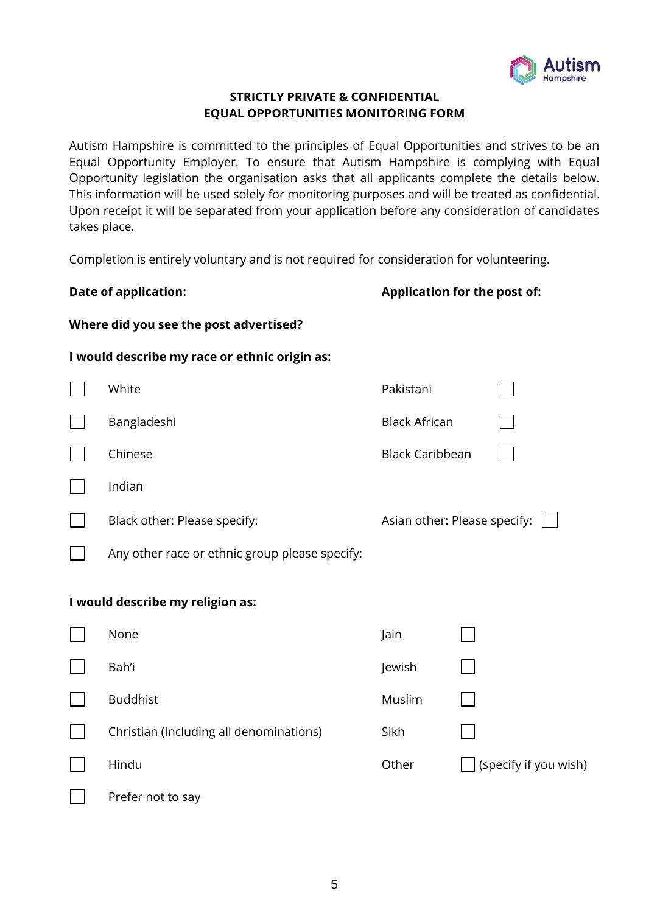**STRICTLY PRIVATE & CONFIDENTIAL**
**EQUAL OPPORTUNITIES MONITORING FORM**

Autism Hampshire is committed to the principles of Equal Opportunities and strives to be an Equal Opportunity Employer. To ensure that Autism Hampshire is complying with Equal Opportunity legislation the organisation asks that all applicants complete the details below. This information will be used solely for monitoring purposes and will be treated as confidential. Upon receipt it will be separated from your application before any consideration of candidates takes place.

Completion is entirely voluntary and is not required for consideration for volunteering.

**Date of application:**

**Application for the post of:**

**Where did you see the post advertised?**

**I would describe my race or ethnic origin as:**

- ☐ White
- ☐ Bangladeshi
- ☐ Chinese
- ☐ Indian
- ☐ Black other: Please specify:
- ☐ Any other race or ethnic group please specify:
- Pakistani ☐
- Black African ☐
- Black Caribbean ☐
- Asian other: Please specify: ☐

**I would describe my religion as:**

- ☐ None
- ☐ Bah'i
- ☐ Buddhist
- ☐ Christian (Including all denominations)
- ☐ Hindu
- ☐ Prefer not to say
- Jain ☐
- Jewish ☐
- Muslim ☐
- Sikh ☐
- Other ☐ (specify if you wish)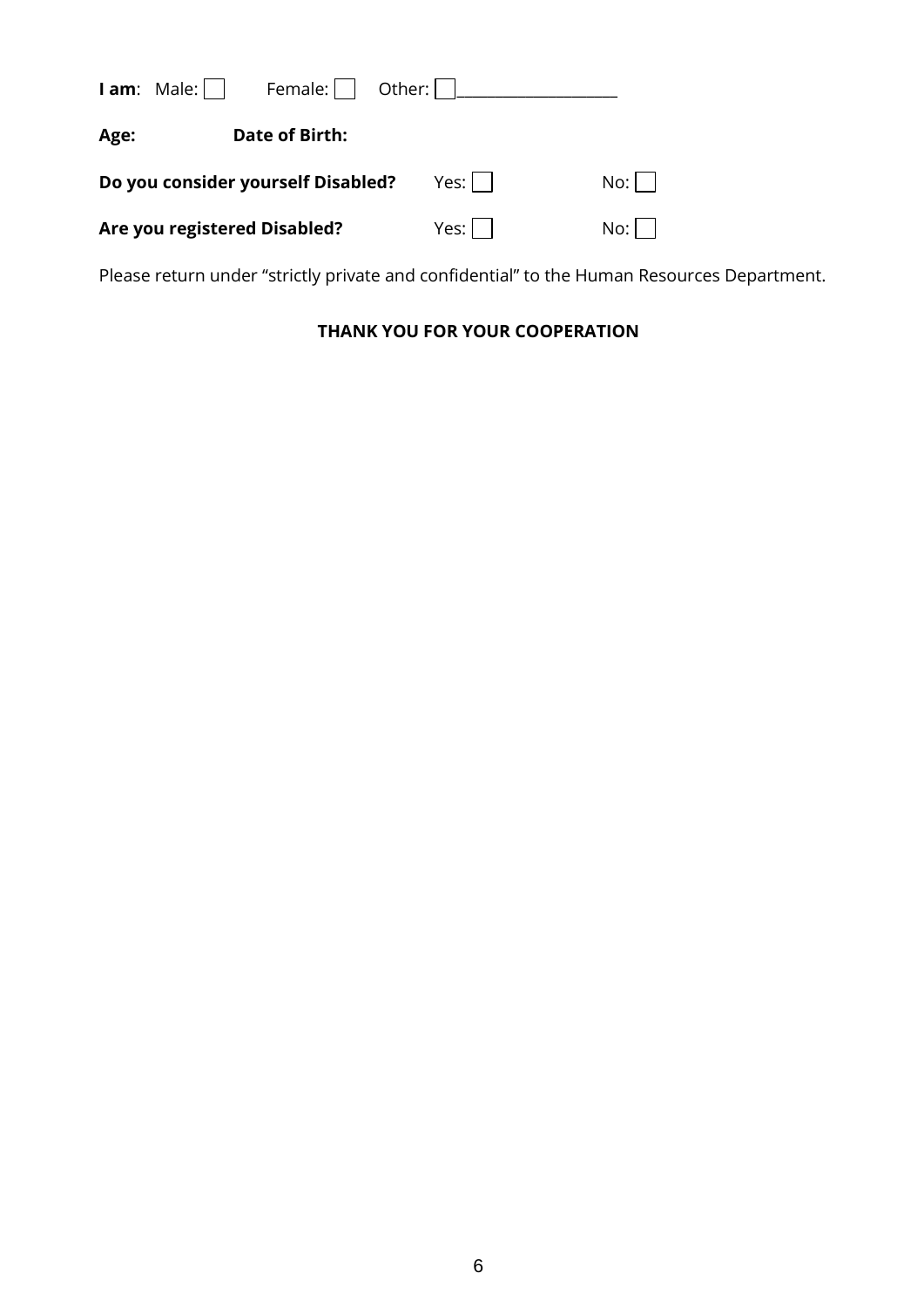**I am**: Male: ☐ Female: ☐ Other: ☐ ____________________

**Age:** **Date of Birth:**

**Do you consider yourself Disabled?** Yes: ☐ No: ☐

**Are you registered Disabled?** Yes: ☐ No: ☐

Please return under "strictly private and confidential" to the Human Resources Department.

**THANK YOU FOR YOUR COOPERATION**